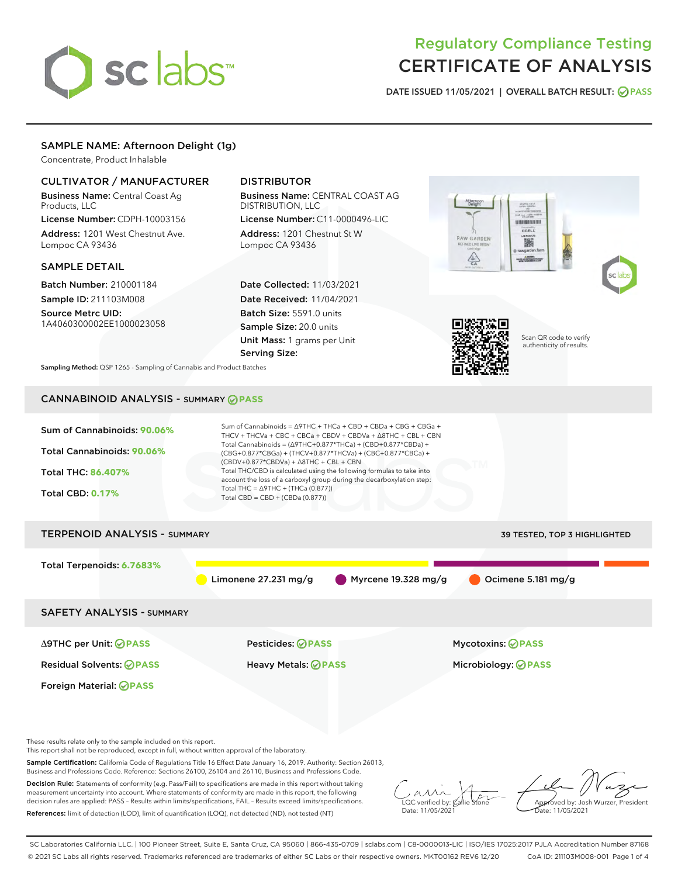# Regulatory Compliance Testing
# CERTIFICATE OF ANALYSIS

DATE ISSUED 11/05/2021 | OVERALL BATCH RESULT: PASS

## SAMPLE NAME: Afternoon Delight (1g)

Concentrate, Product Inhalable

### CULTIVATOR / MANUFACTURER

**Business Name:** Central Coast Ag Products, LLC

**License Number:** CDPH-10003156

**Address:** 1201 West Chestnut Ave. Lompoc CA 93436

### DISTRIBUTOR

**Business Name:** CENTRAL COAST AG DISTRIBUTION, LLC

**License Number:** C11-0000496-LIC

**Address:** 1201 Chestnut St W Lompoc CA 93436

### SAMPLE DETAIL

**Batch Number:** 210001184

**Sample ID:** 211103M008

**Source Metrc UID:** 1A4060300002EE1000023058

**Date Collected:** 11/03/2021

**Date Received:** 11/04/2021

**Batch Size:** 5591.0 units

**Sample Size:** 20.0 units

**Unit Mass:** 1 grams per Unit

**Serving Size:**

Scan QR code to verify authenticity of results.

**Sampling Method:** QSP 1265 - Sampling of Cannabis and Product Batches

## CANNABINOID ANALYSIS - SUMMARY PASS

Sum of Cannabinoids: 90.06%

Total Cannabinoids: 90.06%

Total THC: 86.407%

Total CBD: 0.17%

Sum of Cannabinoids = Δ9THC + THCa + CBD + CBDa + CBG + CBGa + THCV + THCVa + CBC + CBCa + CBDV + CBDVa + Δ8THC + CBL + CBN

Total Cannabinoids = (Δ9THC+0.877*THCa) + (CBD+0.877*CBDa) + (CBG+0.877*CBGa) + (THCV+0.877*THCVa) + (CBC+0.877*CBCa) + (CBDV+0.877*CBDVa) + Δ8THC + CBL + CBN

Total THC/CBD is calculated using the following formulas to take into account the loss of a carboxyl group during the decarboxylation step:

Total THC = Δ9THC + (THCa (0.877))

Total CBD = CBD + (CBDa (0.877))

## TERPENOID ANALYSIS - SUMMARY

39 TESTED, TOP 3 HIGHLIGHTED

Total Terpenoids: 6.7683%

Limonene 27.231 mg/g

Myrcene 19.328 mg/g

Ocimene 5.181 mg/g

## SAFETY ANALYSIS - SUMMARY

| | | |
|---|---|---|
| Δ9THC per Unit: PASS | Pesticides: PASS | Mycotoxins: PASS |
| Residual Solvents: PASS | Heavy Metals: PASS | Microbiology: PASS |
| Foreign Material: PASS | | |

These results relate only to the sample included on this report.
This report shall not be reproduced, except in full, without written approval of the laboratory.

**Sample Certification:** California Code of Regulations Title 16 Effect Date January 16, 2019. Authority: Section 26013, Business and Professions Code. Reference: Sections 26100, 26104 and 26110, Business and Professions Code.

**Decision Rule:** Statements of conformity (e.g. Pass/Fail) to specifications are made in this report without taking measurement uncertainty into account. Where statements of conformity are made in this report, the following decision rules are applied: PASS – Results within limits/specifications, FAIL – Results exceed limits/specifications.

**References:** limit of detection (LOD), limit of quantification (LOQ), not detected (ND), not tested (NT)

LQC verified by: Callie Stone
Date: 11/05/2021

Approved by: Josh Wurzer, President
Date: 11/05/2021

SC Laboratories California LLC. | 100 Pioneer Street, Suite E, Santa Cruz, CA 95060 | 866-435-0709 | sclabs.com | C8-0000013-LIC | ISO/IES 17025:2017 PJLA Accreditation Number 87168
© 2021 SC Labs all rights reserved. Trademarks referenced are trademarks of either SC Labs or their respective owners. MKT00162 REV6 12/20 CoA ID: 211103M008-001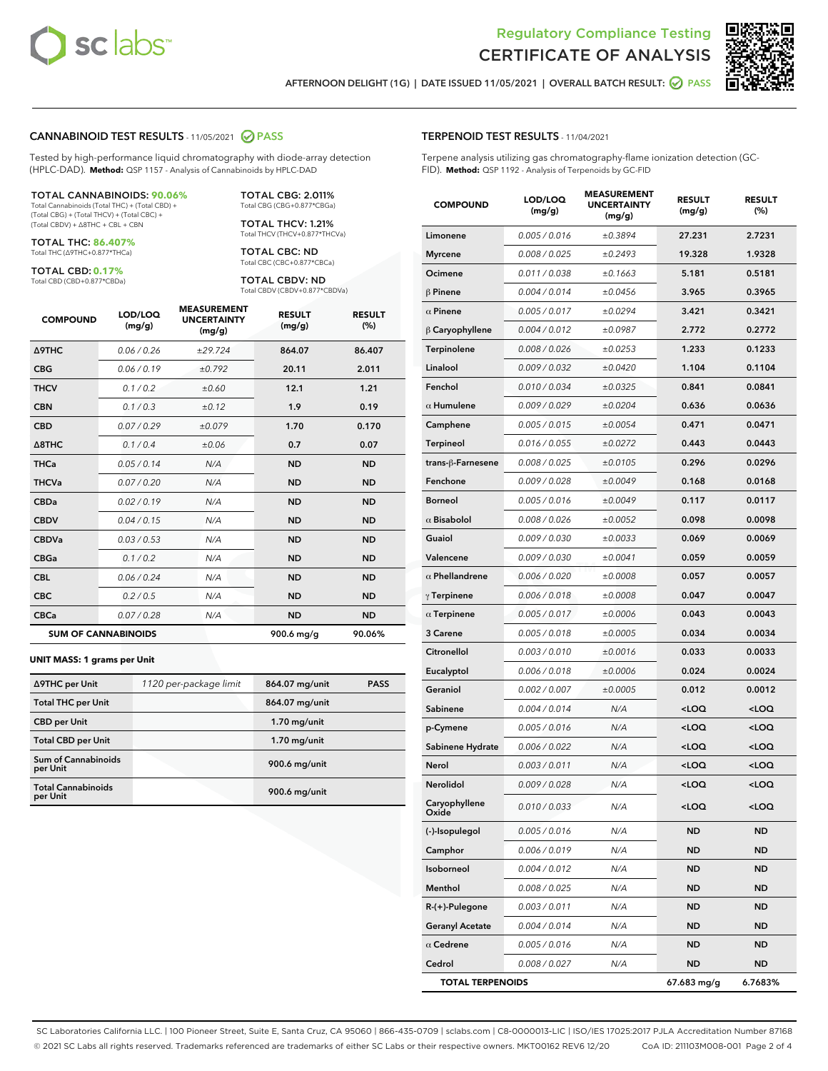# Regulatory Compliance Testing
# CERTIFICATE OF ANALYSIS

AFTERNOON DELIGHT (1G) | DATE ISSUED 11/05/2021 | OVERALL BATCH RESULT: PASS

## CANNABINOID TEST RESULTS - 11/05/2021 PASS

Tested by high-performance liquid chromatography with diode-array detection (HPLC-DAD). **Method:** QSP 1157 - Analysis of Cannabinoids by HPLC-DAD

**TOTAL CANNABINOIDS: 90.06%**
Total Cannabinoids (Total THC) + (Total CBD) + (Total CBG) + (Total THCV) + (Total CBC) + (Total CBDV) + Δ8THC + CBL + CBN

**TOTAL THC: 86.407%**
Total THC (Δ9THC+0.877*THCa)

**TOTAL CBD: 0.17%**
Total CBD (CBD+0.877*CBDa)

**TOTAL CBG: 2.011%**
Total CBG (CBG+0.877*CBGa)

**TOTAL THCV: 1.21%**
Total THCV (THCV+0.877*THCVa)

**TOTAL CBC: ND**
Total CBC (CBC+0.877*CBCa)

**TOTAL CBDV: ND**
Total CBDV (CBDV+0.877*CBDVa)

| COMPOUND | LOD/LOQ (mg/g) | MEASUREMENT UNCERTAINTY (mg/g) | RESULT (mg/g) | RESULT (%) |
|---|---|---|---|---|
| Δ9THC | 0.06 / 0.26 | ±29.724 | 864.07 | 86.407 |
| CBG | 0.06 / 0.19 | ±0.792 | 20.11 | 2.011 |
| THCV | 0.1 / 0.2 | ±0.60 | 12.1 | 1.21 |
| CBN | 0.1 / 0.3 | ±0.12 | 1.9 | 0.19 |
| CBD | 0.07 / 0.29 | ±0.079 | 1.70 | 0.170 |
| Δ8THC | 0.1 / 0.4 | ±0.06 | 0.7 | 0.07 |
| THCa | 0.05 / 0.14 | N/A | ND | ND |
| THCVa | 0.07 / 0.20 | N/A | ND | ND |
| CBDa | 0.02 / 0.19 | N/A | ND | ND |
| CBDV | 0.04 / 0.15 | N/A | ND | ND |
| CBDVa | 0.03 / 0.53 | N/A | ND | ND |
| CBGa | 0.1 / 0.2 | N/A | ND | ND |
| CBL | 0.06 / 0.24 | N/A | ND | ND |
| CBC | 0.2 / 0.5 | N/A | ND | ND |
| CBCa | 0.07 / 0.28 | N/A | ND | ND |
| **SUM OF CANNABINOIDS** | | | **900.6 mg/g** | **90.06%** |

**UNIT MASS: 1 grams per Unit**

| | | | |
|---|---|---|---|
| Δ9THC per Unit | 1120 per-package limit | 864.07 mg/unit | PASS |
| Total THC per Unit | | 864.07 mg/unit | |
| CBD per Unit | | 1.70 mg/unit | |
| Total CBD per Unit | | 1.70 mg/unit | |
| Sum of Cannabinoids per Unit | | 900.6 mg/unit | |
| Total Cannabinoids per Unit | | 900.6 mg/unit | |

## TERPENOID TEST RESULTS - 11/04/2021

Terpene analysis utilizing gas chromatography-flame ionization detection (GC-FID). **Method:** QSP 1192 - Analysis of Terpenoids by GC-FID

| COMPOUND | LOD/LOQ (mg/g) | MEASUREMENT UNCERTAINTY (mg/g) | RESULT (mg/g) | RESULT (%) |
|---|---|---|---|---|
| Limonene | 0.005 / 0.016 | ±0.3894 | 27.231 | 2.7231 |
| Myrcene | 0.008 / 0.025 | ±0.2493 | 19.328 | 1.9328 |
| Ocimene | 0.011 / 0.038 | ±0.1663 | 5.181 | 0.5181 |
| β Pinene | 0.004 / 0.014 | ±0.0456 | 3.965 | 0.3965 |
| α Pinene | 0.005 / 0.017 | ±0.0294 | 3.421 | 0.3421 |
| β Caryophyllene | 0.004 / 0.012 | ±0.0987 | 2.772 | 0.2772 |
| Terpinolene | 0.008 / 0.026 | ±0.0253 | 1.233 | 0.1233 |
| Linalool | 0.009 / 0.032 | ±0.0420 | 1.104 | 0.1104 |
| Fenchol | 0.010 / 0.034 | ±0.0325 | 0.841 | 0.0841 |
| α Humulene | 0.009 / 0.029 | ±0.0204 | 0.636 | 0.0636 |
| Camphene | 0.005 / 0.015 | ±0.0054 | 0.471 | 0.0471 |
| Terpineol | 0.016 / 0.055 | ±0.0272 | 0.443 | 0.0443 |
| trans-β-Farnesene | 0.008 / 0.025 | ±0.0105 | 0.296 | 0.0296 |
| Fenchone | 0.009 / 0.028 | ±0.0049 | 0.168 | 0.0168 |
| Borneol | 0.005 / 0.016 | ±0.0049 | 0.117 | 0.0117 |
| α Bisabolol | 0.008 / 0.026 | ±0.0052 | 0.098 | 0.0098 |
| Guaiol | 0.009 / 0.030 | ±0.0033 | 0.069 | 0.0069 |
| Valencene | 0.009 / 0.030 | ±0.0041 | 0.059 | 0.0059 |
| α Phellandrene | 0.006 / 0.020 | ±0.0008 | 0.057 | 0.0057 |
| γ Terpinene | 0.006 / 0.018 | ±0.0008 | 0.047 | 0.0047 |
| α Terpinene | 0.005 / 0.017 | ±0.0006 | 0.043 | 0.0043 |
| 3 Carene | 0.005 / 0.018 | ±0.0005 | 0.034 | 0.0034 |
| Citronellol | 0.003 / 0.010 | ±0.0016 | 0.033 | 0.0033 |
| Eucalyptol | 0.006 / 0.018 | ±0.0006 | 0.024 | 0.0024 |
| Geraniol | 0.002 / 0.007 | ±0.0005 | 0.012 | 0.0012 |
| Sabinene | 0.004 / 0.014 | N/A | <LOQ | <LOQ |
| p-Cymene | 0.005 / 0.016 | N/A | <LOQ | <LOQ |
| Sabinene Hydrate | 0.006 / 0.022 | N/A | <LOQ | <LOQ |
| Nerol | 0.003 / 0.011 | N/A | <LOQ | <LOQ |
| Nerolidol | 0.009 / 0.028 | N/A | <LOQ | <LOQ |
| Caryophyllene Oxide | 0.010 / 0.033 | N/A | <LOQ | <LOQ |
| (-)-Isopulegol | 0.005 / 0.016 | N/A | ND | ND |
| Camphor | 0.006 / 0.019 | N/A | ND | ND |
| Isoborneol | 0.004 / 0.012 | N/A | ND | ND |
| Menthol | 0.008 / 0.025 | N/A | ND | ND |
| R-(+)-Pulegone | 0.003 / 0.011 | N/A | ND | ND |
| Geranyl Acetate | 0.004 / 0.014 | N/A | ND | ND |
| α Cedrene | 0.005 / 0.016 | N/A | ND | ND |
| Cedrol | 0.008 / 0.027 | N/A | ND | ND |
| **TOTAL TERPENOIDS** | | | **67.683 mg/g** | **6.7683%** |

SC Laboratories California LLC. | 100 Pioneer Street, Suite E, Santa Cruz, CA 95060 | 866-435-0709 | sclabs.com | C8-0000013-LIC | ISO/IES 17025:2017 PJLA Accreditation Number 87168
© 2021 SC Labs all rights reserved. Trademarks referenced are trademarks of either SC Labs or their respective owners. MKT00162 REV6 12/20 CoA ID: 211103M008-001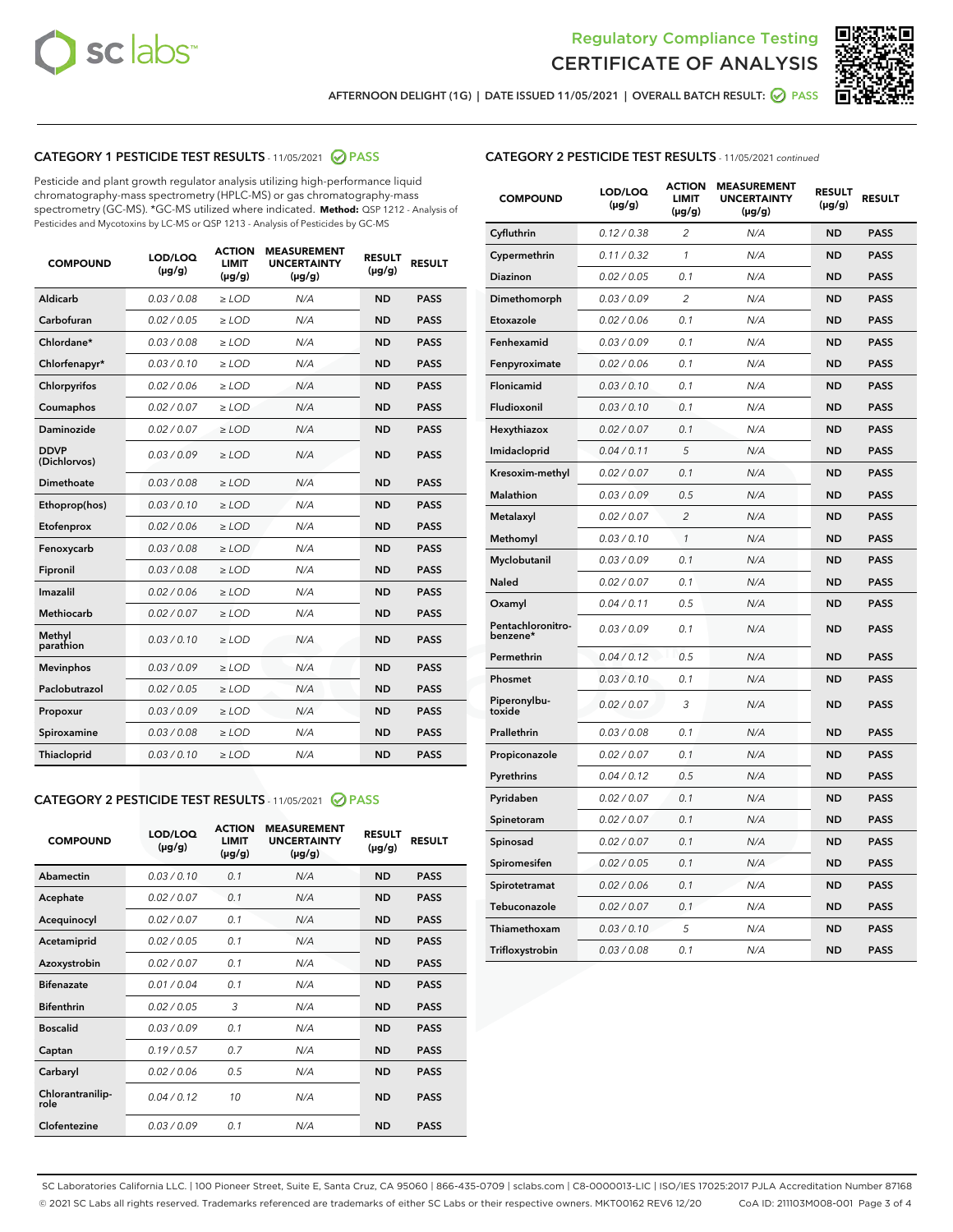Regulatory Compliance Testing
CERTIFICATE OF ANALYSIS

AFTERNOON DELIGHT (1G) | DATE ISSUED 11/05/2021 | OVERALL BATCH RESULT: PASS

## CATEGORY 1 PESTICIDE TEST RESULTS - 11/05/2021 PASS

Pesticide and plant growth regulator analysis utilizing high-performance liquid chromatography-mass spectrometry (HPLC-MS) or gas chromatography-mass spectrometry (GC-MS). *GC-MS utilized where indicated. **Method:** QSP 1212 - Analysis of Pesticides and Mycotoxins by LC-MS or QSP 1213 - Analysis of Pesticides by GC-MS

| COMPOUND | LOD/LOQ (µg/g) | ACTION LIMIT (µg/g) | MEASUREMENT UNCERTAINTY (µg/g) | RESULT (µg/g) | RESULT |
|---|---|---|---|---|---|
| Aldicarb | 0.03 / 0.08 | ≥ LOD | N/A | ND | PASS |
| Carbofuran | 0.02 / 0.05 | ≥ LOD | N/A | ND | PASS |
| Chlordane* | 0.03 / 0.08 | ≥ LOD | N/A | ND | PASS |
| Chlorfenapyr* | 0.03 / 0.10 | ≥ LOD | N/A | ND | PASS |
| Chlorpyrifos | 0.02 / 0.06 | ≥ LOD | N/A | ND | PASS |
| Coumaphos | 0.02 / 0.07 | ≥ LOD | N/A | ND | PASS |
| Daminozide | 0.02 / 0.07 | ≥ LOD | N/A | ND | PASS |
| DDVP (Dichlorvos) | 0.03 / 0.09 | ≥ LOD | N/A | ND | PASS |
| Dimethoate | 0.03 / 0.08 | ≥ LOD | N/A | ND | PASS |
| Ethoprop(hos) | 0.03 / 0.10 | ≥ LOD | N/A | ND | PASS |
| Etofenprox | 0.02 / 0.06 | ≥ LOD | N/A | ND | PASS |
| Fenoxycarb | 0.03 / 0.08 | ≥ LOD | N/A | ND | PASS |
| Fipronil | 0.03 / 0.08 | ≥ LOD | N/A | ND | PASS |
| Imazalil | 0.02 / 0.06 | ≥ LOD | N/A | ND | PASS |
| Methiocarb | 0.02 / 0.07 | ≥ LOD | N/A | ND | PASS |
| Methyl parathion | 0.03 / 0.10 | ≥ LOD | N/A | ND | PASS |
| Mevinphos | 0.03 / 0.09 | ≥ LOD | N/A | ND | PASS |
| Paclobutrazol | 0.02 / 0.05 | ≥ LOD | N/A | ND | PASS |
| Propoxur | 0.03 / 0.09 | ≥ LOD | N/A | ND | PASS |
| Spiroxamine | 0.03 / 0.08 | ≥ LOD | N/A | ND | PASS |
| Thiacloprid | 0.03 / 0.10 | ≥ LOD | N/A | ND | PASS |

## CATEGORY 2 PESTICIDE TEST RESULTS - 11/05/2021 PASS

| COMPOUND | LOD/LOQ (µg/g) | ACTION LIMIT (µg/g) | MEASUREMENT UNCERTAINTY (µg/g) | RESULT (µg/g) | RESULT |
|---|---|---|---|---|---|
| Abamectin | 0.03 / 0.10 | 0.1 | N/A | ND | PASS |
| Acephate | 0.02 / 0.07 | 0.1 | N/A | ND | PASS |
| Acequinocyl | 0.02 / 0.07 | 0.1 | N/A | ND | PASS |
| Acetamiprid | 0.02 / 0.05 | 0.1 | N/A | ND | PASS |
| Azoxystrobin | 0.02 / 0.07 | 0.1 | N/A | ND | PASS |
| Bifenazate | 0.01 / 0.04 | 0.1 | N/A | ND | PASS |
| Bifenthrin | 0.02 / 0.05 | 3 | N/A | ND | PASS |
| Boscalid | 0.03 / 0.09 | 0.1 | N/A | ND | PASS |
| Captan | 0.19 / 0.57 | 0.7 | N/A | ND | PASS |
| Carbaryl | 0.02 / 0.06 | 0.5 | N/A | ND | PASS |
| Chlorantraniliprole | 0.04 / 0.12 | 10 | N/A | ND | PASS |
| Clofentezine | 0.03 / 0.09 | 0.1 | N/A | ND | PASS |
| Cyfluthrin | 0.12 / 0.38 | 2 | N/A | ND | PASS |
| Cypermethrin | 0.11 / 0.32 | 1 | N/A | ND | PASS |
| Diazinon | 0.02 / 0.05 | 0.1 | N/A | ND | PASS |
| Dimethomorph | 0.03 / 0.09 | 2 | N/A | ND | PASS |
| Etoxazole | 0.02 / 0.06 | 0.1 | N/A | ND | PASS |
| Fenhexamid | 0.03 / 0.09 | 0.1 | N/A | ND | PASS |
| Fenpyroximate | 0.02 / 0.06 | 0.1 | N/A | ND | PASS |
| Flonicamid | 0.03 / 0.10 | 0.1 | N/A | ND | PASS |
| Fludioxonil | 0.03 / 0.10 | 0.1 | N/A | ND | PASS |
| Hexythiazox | 0.02 / 0.07 | 0.1 | N/A | ND | PASS |
| Imidacloprid | 0.04 / 0.11 | 5 | N/A | ND | PASS |
| Kresoxim-methyl | 0.02 / 0.07 | 0.1 | N/A | ND | PASS |
| Malathion | 0.03 / 0.09 | 0.5 | N/A | ND | PASS |
| Metalaxyl | 0.02 / 0.07 | 2 | N/A | ND | PASS |
| Methomyl | 0.03 / 0.10 | 1 | N/A | ND | PASS |
| Myclobutanil | 0.03 / 0.09 | 0.1 | N/A | ND | PASS |
| Naled | 0.02 / 0.07 | 0.1 | N/A | ND | PASS |
| Oxamyl | 0.04 / 0.11 | 0.5 | N/A | ND | PASS |
| Pentachloronitrobenzene* | 0.03 / 0.09 | 0.1 | N/A | ND | PASS |
| Permethrin | 0.04 / 0.12 | 0.5 | N/A | ND | PASS |
| Phosmet | 0.03 / 0.10 | 0.1 | N/A | ND | PASS |
| Piperonylbutoxide | 0.02 / 0.07 | 3 | N/A | ND | PASS |
| Prallethrin | 0.03 / 0.08 | 0.1 | N/A | ND | PASS |
| Propiconazole | 0.02 / 0.07 | 0.1 | N/A | ND | PASS |
| Pyrethrins | 0.04 / 0.12 | 0.5 | N/A | ND | PASS |
| Pyridaben | 0.02 / 0.07 | 0.1 | N/A | ND | PASS |
| Spinetoram | 0.02 / 0.07 | 0.1 | N/A | ND | PASS |
| Spinosad | 0.02 / 0.07 | 0.1 | N/A | ND | PASS |
| Spiromesifen | 0.02 / 0.05 | 0.1 | N/A | ND | PASS |
| Spirotetramat | 0.02 / 0.06 | 0.1 | N/A | ND | PASS |
| Tebuconazole | 0.02 / 0.07 | 0.1 | N/A | ND | PASS |
| Thiamethoxam | 0.03 / 0.10 | 5 | N/A | ND | PASS |
| Trifloxystrobin | 0.03 / 0.08 | 0.1 | N/A | ND | PASS |

SC Laboratories California LLC. | 100 Pioneer Street, Suite E, Santa Cruz, CA 95060 | 866-435-0709 | sclabs.com | C8-0000013-LIC | ISO/IES 17025:2017 PJLA Accreditation Number 87168
© 2021 SC Labs all rights reserved. Trademarks referenced are trademarks of either SC Labs or their respective owners. MKT00162 REV6 12/20 CoA ID: 211103M008-001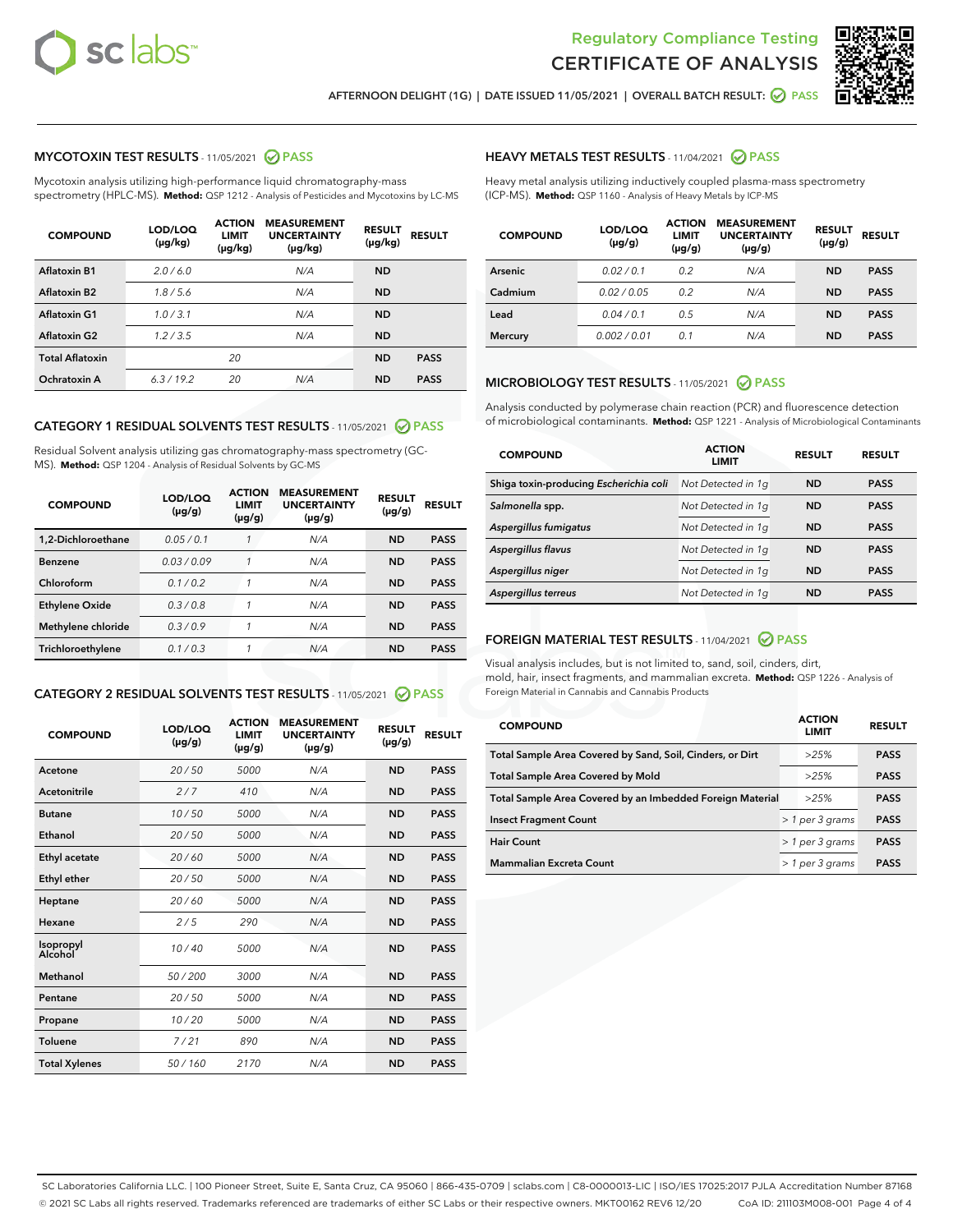Regulatory Compliance Testing

# CERTIFICATE OF ANALYSIS

AFTERNOON DELIGHT (1G) | DATE ISSUED 11/05/2021 | OVERALL BATCH RESULT: PASS

## MYCOTOXIN TEST RESULTS - 11/05/2021 PASS

Mycotoxin analysis utilizing high-performance liquid chromatography-mass spectrometry (HPLC-MS). **Method:** QSP 1212 - Analysis of Pesticides and Mycotoxins by LC-MS

| COMPOUND | LOD/LOQ (µg/kg) | ACTION LIMIT (µg/kg) | MEASUREMENT UNCERTAINTY (µg/kg) | RESULT (µg/kg) | RESULT |
|---|---|---|---|---|---|
| Aflatoxin B1 | 2.0 / 6.0 | | N/A | ND | |
| Aflatoxin B2 | 1.8 / 5.6 | | N/A | ND | |
| Aflatoxin G1 | 1.0 / 3.1 | | N/A | ND | |
| Aflatoxin G2 | 1.2 / 3.5 | | N/A | ND | |
| Total Aflatoxin | | 20 | | ND | PASS |
| Ochratoxin A | 6.3 / 19.2 | 20 | N/A | ND | PASS |

## CATEGORY 1 RESIDUAL SOLVENTS TEST RESULTS - 11/05/2021 PASS

Residual Solvent analysis utilizing gas chromatography-mass spectrometry (GC-MS). **Method:** QSP 1204 - Analysis of Residual Solvents by GC-MS

| COMPOUND | LOD/LOQ (µg/g) | ACTION LIMIT (µg/g) | MEASUREMENT UNCERTAINTY (µg/g) | RESULT (µg/g) | RESULT |
|---|---|---|---|---|---|
| 1,2-Dichloroethane | 0.05 / 0.1 | 1 | N/A | ND | PASS |
| Benzene | 0.03 / 0.09 | 1 | N/A | ND | PASS |
| Chloroform | 0.1 / 0.2 | 1 | N/A | ND | PASS |
| Ethylene Oxide | 0.3 / 0.8 | 1 | N/A | ND | PASS |
| Methylene chloride | 0.3 / 0.9 | 1 | N/A | ND | PASS |
| Trichloroethylene | 0.1 / 0.3 | 1 | N/A | ND | PASS |

## CATEGORY 2 RESIDUAL SOLVENTS TEST RESULTS - 11/05/2021 PASS

| COMPOUND | LOD/LOQ (µg/g) | ACTION LIMIT (µg/g) | MEASUREMENT UNCERTAINTY (µg/g) | RESULT (µg/g) | RESULT |
|---|---|---|---|---|---|
| Acetone | 20 / 50 | 5000 | N/A | ND | PASS |
| Acetonitrile | 2 / 7 | 410 | N/A | ND | PASS |
| Butane | 10 / 50 | 5000 | N/A | ND | PASS |
| Ethanol | 20 / 50 | 5000 | N/A | ND | PASS |
| Ethyl acetate | 20 / 60 | 5000 | N/A | ND | PASS |
| Ethyl ether | 20 / 50 | 5000 | N/A | ND | PASS |
| Heptane | 20 / 60 | 5000 | N/A | ND | PASS |
| Hexane | 2 / 5 | 290 | N/A | ND | PASS |
| Isopropyl Alcohol | 10 / 40 | 5000 | N/A | ND | PASS |
| Methanol | 50 / 200 | 3000 | N/A | ND | PASS |
| Pentane | 20 / 50 | 5000 | N/A | ND | PASS |
| Propane | 10 / 20 | 5000 | N/A | ND | PASS |
| Toluene | 7 / 21 | 890 | N/A | ND | PASS |
| Total Xylenes | 50 / 160 | 2170 | N/A | ND | PASS |

## HEAVY METALS TEST RESULTS - 11/04/2021 PASS

Heavy metal analysis utilizing inductively coupled plasma-mass spectrometry (ICP-MS). **Method:** QSP 1160 - Analysis of Heavy Metals by ICP-MS

| COMPOUND | LOD/LOQ (µg/g) | ACTION LIMIT (µg/g) | MEASUREMENT UNCERTAINTY (µg/g) | RESULT (µg/g) | RESULT |
|---|---|---|---|---|---|
| Arsenic | 0.02 / 0.1 | 0.2 | N/A | ND | PASS |
| Cadmium | 0.02 / 0.05 | 0.2 | N/A | ND | PASS |
| Lead | 0.04 / 0.1 | 0.5 | N/A | ND | PASS |
| Mercury | 0.002 / 0.01 | 0.1 | N/A | ND | PASS |

## MICROBIOLOGY TEST RESULTS - 11/05/2021 PASS

Analysis conducted by polymerase chain reaction (PCR) and fluorescence detection of microbiological contaminants. **Method:** QSP 1221 - Analysis of Microbiological Contaminants

| COMPOUND | ACTION LIMIT | RESULT | RESULT |
|---|---|---|---|
| Shiga toxin-producing *Escherichia coli* | Not Detected in 1g | ND | PASS |
| *Salmonella* spp. | Not Detected in 1g | ND | PASS |
| *Aspergillus fumigatus* | Not Detected in 1g | ND | PASS |
| *Aspergillus flavus* | Not Detected in 1g | ND | PASS |
| *Aspergillus niger* | Not Detected in 1g | ND | PASS |
| *Aspergillus terreus* | Not Detected in 1g | ND | PASS |

## FOREIGN MATERIAL TEST RESULTS - 11/04/2021 PASS

Visual analysis includes, but is not limited to, sand, soil, cinders, dirt, mold, hair, insect fragments, and mammalian excreta. **Method:** QSP 1226 - Analysis of Foreign Material in Cannabis and Cannabis Products

| COMPOUND | ACTION LIMIT | RESULT |
|---|---|---|
| Total Sample Area Covered by Sand, Soil, Cinders, or Dirt | >25% | PASS |
| Total Sample Area Covered by Mold | >25% | PASS |
| Total Sample Area Covered by an Imbedded Foreign Material | >25% | PASS |
| Insect Fragment Count | > 1 per 3 grams | PASS |
| Hair Count | > 1 per 3 grams | PASS |
| Mammalian Excreta Count | > 1 per 3 grams | PASS |

SC Laboratories California LLC. | 100 Pioneer Street, Suite E, Santa Cruz, CA 95060 | 866-435-0709 | sclabs.com | C8-0000013-LIC | ISO/IES 17025:2017 PJLA Accreditation Number 87168
© 2021 SC Labs all rights reserved. Trademarks referenced are trademarks of either SC Labs or their respective owners. MKT00162 REV6 12/20 CoA ID: 211103M008-001